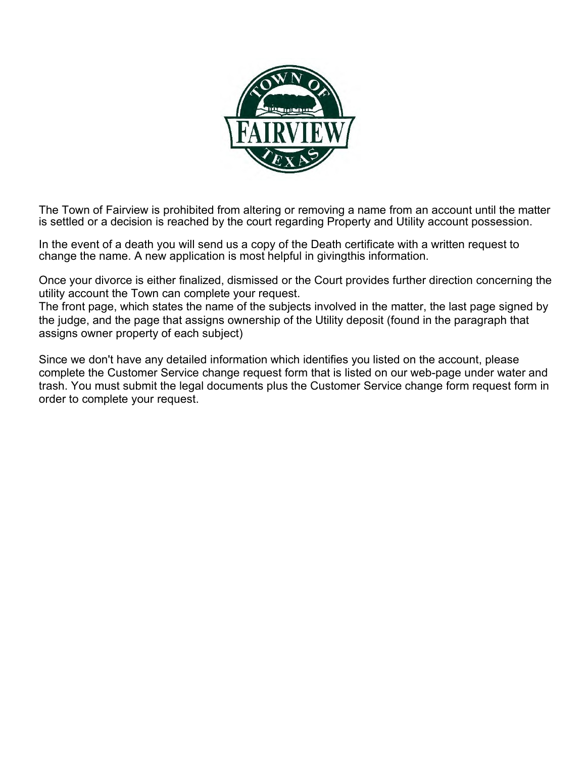The Town of Fairview is prohibited from altering or removing a name from an account until the matter is settled or a decision is reached by the court regarding Property and Utility account possession.

In the event of a death you will send us a copy of the Death certificate with a written request to change the name. A new application is most helpful in givingthis information.

Once your divorce is either finalized, dismissed or the Court provides further direction concerning the utility account the Town can complete your request.
The front page, which states the name of the subjects involved in the matter, the last page signed by the judge, and the page that assigns ownership of the Utility deposit (found in the paragraph that assigns owner property of each subject)

Since we don't have any detailed information which identifies you listed on the account, please complete the Customer Service change request form that is listed on our web-page under water and trash. You must submit the legal documents plus the Customer Service change form request form in order to complete your request.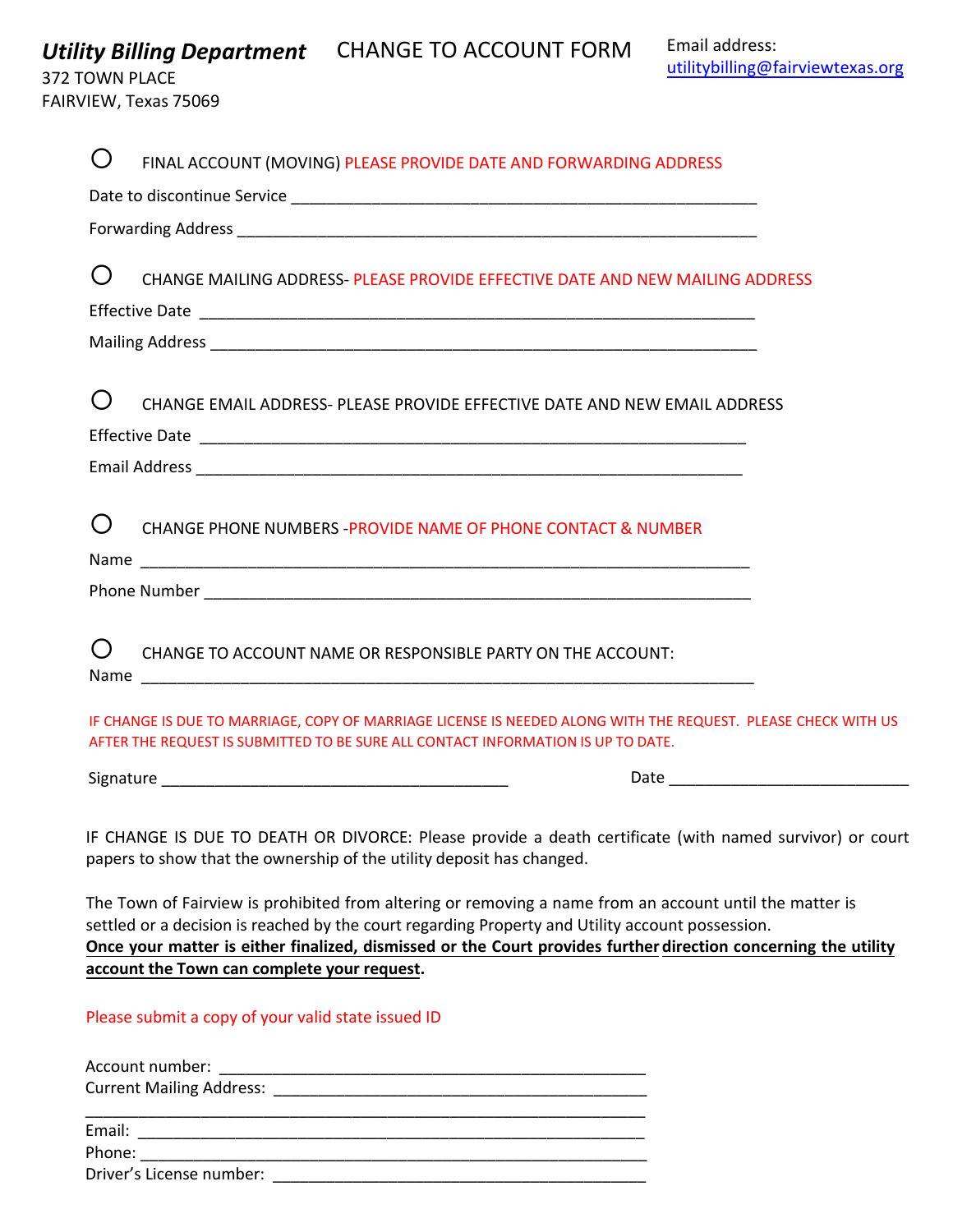***Utility Billing Department*** CHANGE TO ACCOUNT FORM

372 TOWN PLACE
FAIRVIEW, Texas 75069

Email address: utilitybilling@fairviewtexas.org

○ FINAL ACCOUNT (MOVING) PLEASE PROVIDE DATE AND FORWARDING ADDRESS

Date to discontinue Service ____________________________________________________

Forwarding Address ________________________________________________________

○ CHANGE MAILING ADDRESS- PLEASE PROVIDE EFFECTIVE DATE AND NEW MAILING ADDRESS

Effective Date ____________________________________________________________

Mailing Address ___________________________________________________________

○ CHANGE EMAIL ADDRESS- PLEASE PROVIDE EFFECTIVE DATE AND NEW EMAIL ADDRESS

Effective Date ____________________________________________________________

Email Address _____________________________________________________________

○ CHANGE PHONE NUMBERS -PROVIDE NAME OF PHONE CONTACT & NUMBER

Name ____________________________________________________________________

Phone Number ______________________________________________________________

○ CHANGE TO ACCOUNT NAME OR RESPONSIBLE PARTY ON THE ACCOUNT:

Name ____________________________________________________________________

IF CHANGE IS DUE TO MARRIAGE, COPY OF MARRIAGE LICENSE IS NEEDED ALONG WITH THE REQUEST. PLEASE CHECK WITH US AFTER THE REQUEST IS SUBMITTED TO BE SURE ALL CONTACT INFORMATION IS UP TO DATE.

Signature ______________________________________ Date ___________________________

IF CHANGE IS DUE TO DEATH OR DIVORCE: Please provide a death certificate (with named survivor) or court papers to show that the ownership of the utility deposit has changed.

The Town of Fairview is prohibited from altering or removing a name from an account until the matter is settled or a decision is reached by the court regarding Property and Utility account possession.
**Once your matter is either finalized, dismissed or the Court provides further direction concerning the utility account the Town can complete your request.**

Please submit a copy of your valid state issued ID

Account number: ______________________________________________
Current Mailing Address: ________________________________________
_____________________________________________________________
Email: _______________________________________________________
Phone: _______________________________________________________
Driver's License number: ________________________________________